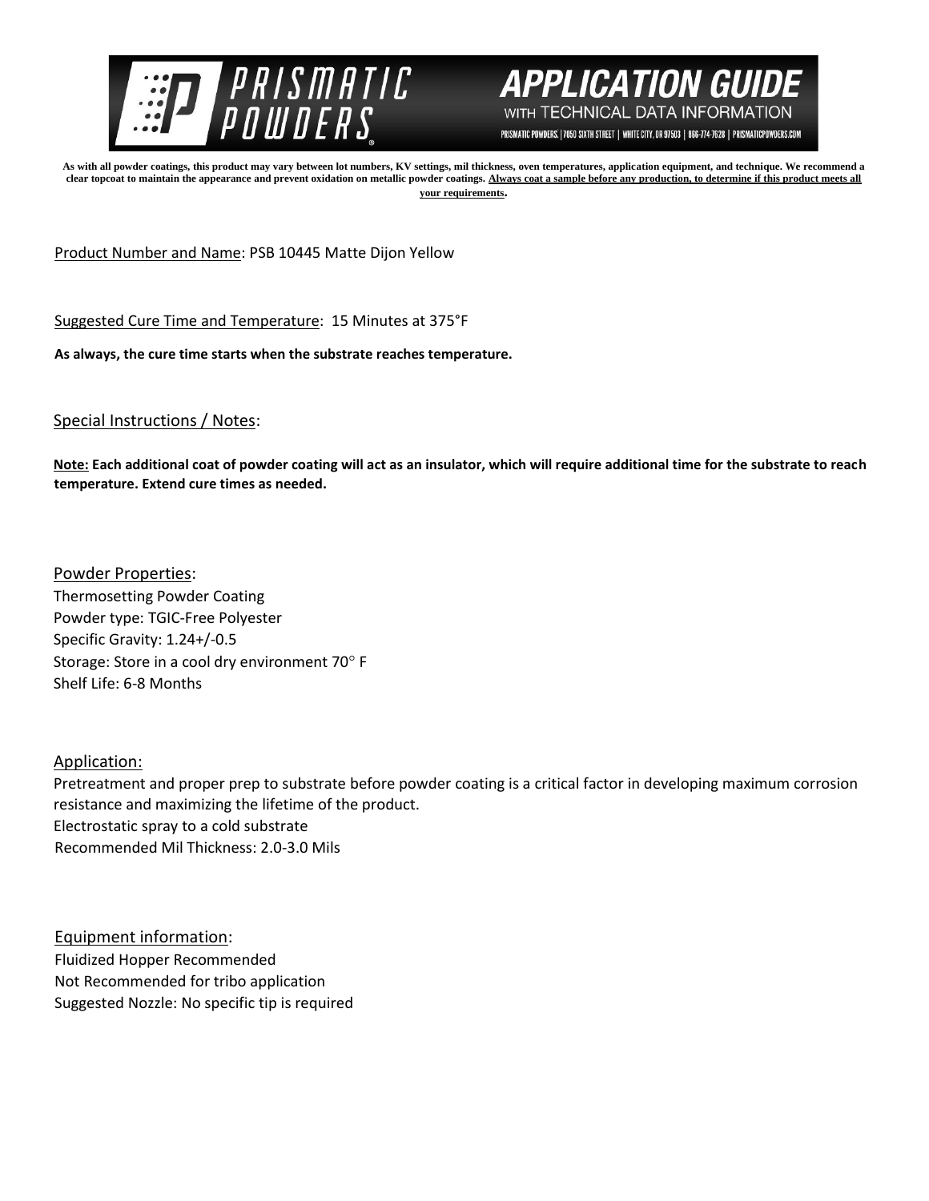# PRISMATIC POWDERS

## APPLICATION GUIDE WITH TECHNICAL DATA INFORMATION

PRISMATIC POWDERS. | 7050 SIXTH STREET | WHITE CITY, OR 97503 | 866-774-7628 | PRISMATICPOWDERS.COM

**As with all powder coatings, this product may vary between lot numbers, KV settings, mil thickness, oven temperatures, application equipment, and technique. We recommend a clear topcoat to maintain the appearance and prevent oxidation on metallic powder coatings. Always coat a sample before any production, to determine if this product meets all your requirements.**

Product Number and Name: PSB 10445 Matte Dijon Yellow

Suggested Cure Time and Temperature: 15 Minutes at 375°F

**As always, the cure time starts when the substrate reaches temperature.**

Special Instructions / Notes:

**Note: Each additional coat of powder coating will act as an insulator, which will require additional time for the substrate to reach temperature. Extend cure times as needed.**

Powder Properties:
Thermosetting Powder Coating
Powder type: TGIC-Free Polyester
Specific Gravity: 1.24+/-0.5
Storage: Store in a cool dry environment 70° F
Shelf Life: 6-8 Months

Application:
Pretreatment and proper prep to substrate before powder coating is a critical factor in developing maximum corrosion resistance and maximizing the lifetime of the product.
Electrostatic spray to a cold substrate
Recommended Mil Thickness: 2.0-3.0 Mils

Equipment information:
Fluidized Hopper Recommended
Not Recommended for tribo application
Suggested Nozzle: No specific tip is required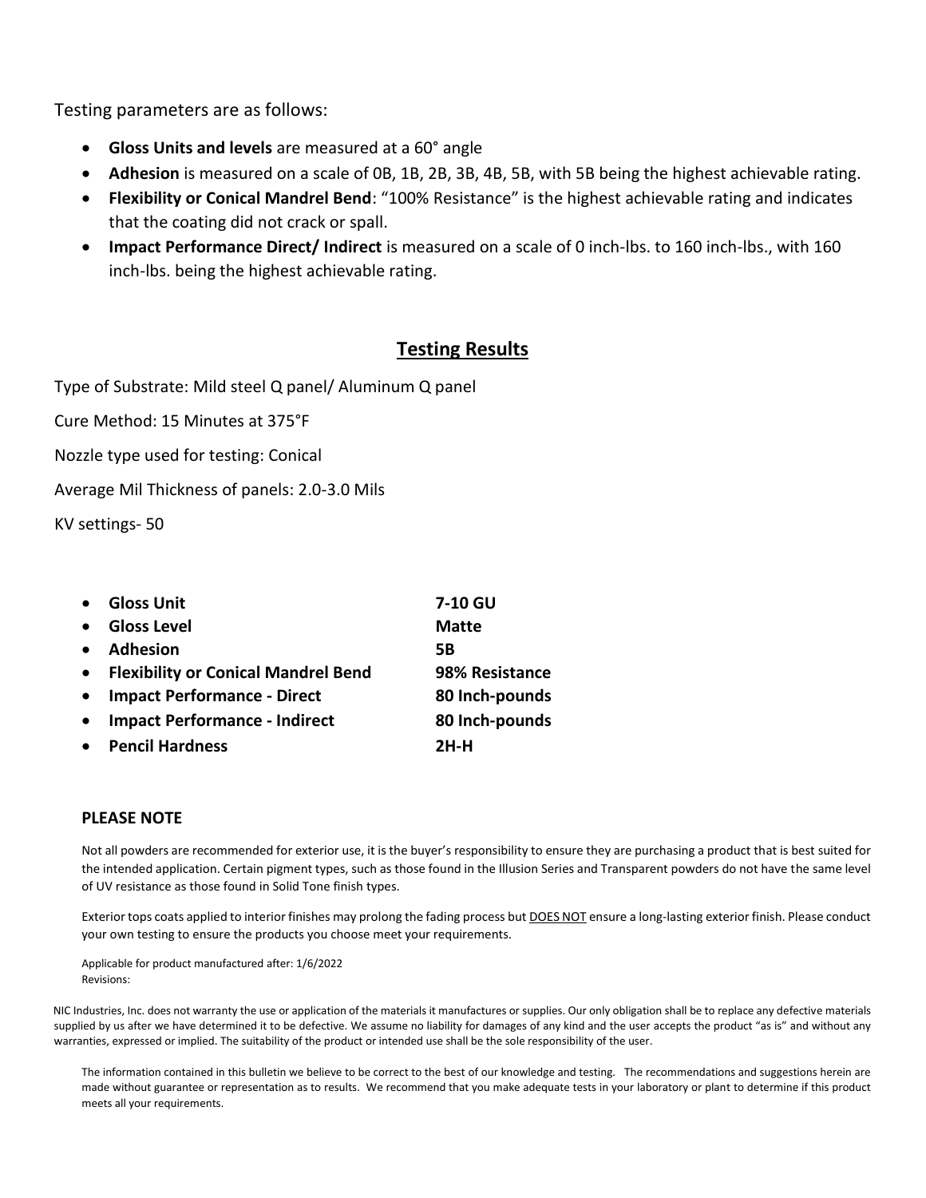Testing parameters are as follows:

- **Gloss Units and levels** are measured at a 60° angle
- **Adhesion** is measured on a scale of 0B, 1B, 2B, 3B, 4B, 5B, with 5B being the highest achievable rating.
- **Flexibility or Conical Mandrel Bend**: "100% Resistance" is the highest achievable rating and indicates that the coating did not crack or spall.
- **Impact Performance Direct/ Indirect** is measured on a scale of 0 inch-lbs. to 160 inch-lbs., with 160 inch-lbs. being the highest achievable rating.

## Testing Results

Type of Substrate: Mild steel Q panel/ Aluminum Q panel

Cure Method: 15 Minutes at 375°F

Nozzle type used for testing: Conical

Average Mil Thickness of panels: 2.0-3.0 Mils

KV settings- 50

- **Gloss Unit** — **7-10 GU**
- **Gloss Level** — **Matte**
- **Adhesion** — **5B**
- **Flexibility or Conical Mandrel Bend** — **98% Resistance**
- **Impact Performance - Direct** — **80 Inch-pounds**
- **Impact Performance - Indirect** — **80 Inch-pounds**
- **Pencil Hardness** — **2H-H**

### PLEASE NOTE

Not all powders are recommended for exterior use, it is the buyer's responsibility to ensure they are purchasing a product that is best suited for the intended application. Certain pigment types, such as those found in the Illusion Series and Transparent powders do not have the same level of UV resistance as those found in Solid Tone finish types.

Exterior tops coats applied to interior finishes may prolong the fading process but DOES NOT ensure a long-lasting exterior finish. Please conduct your own testing to ensure the products you choose meet your requirements.

Applicable for product manufactured after: 1/6/2022
Revisions:

NIC Industries, Inc. does not warranty the use or application of the materials it manufactures or supplies. Our only obligation shall be to replace any defective materials supplied by us after we have determined it to be defective. We assume no liability for damages of any kind and the user accepts the product "as is" and without any warranties, expressed or implied. The suitability of the product or intended use shall be the sole responsibility of the user.

The information contained in this bulletin we believe to be correct to the best of our knowledge and testing. The recommendations and suggestions herein are made without guarantee or representation as to results. We recommend that you make adequate tests in your laboratory or plant to determine if this product meets all your requirements.